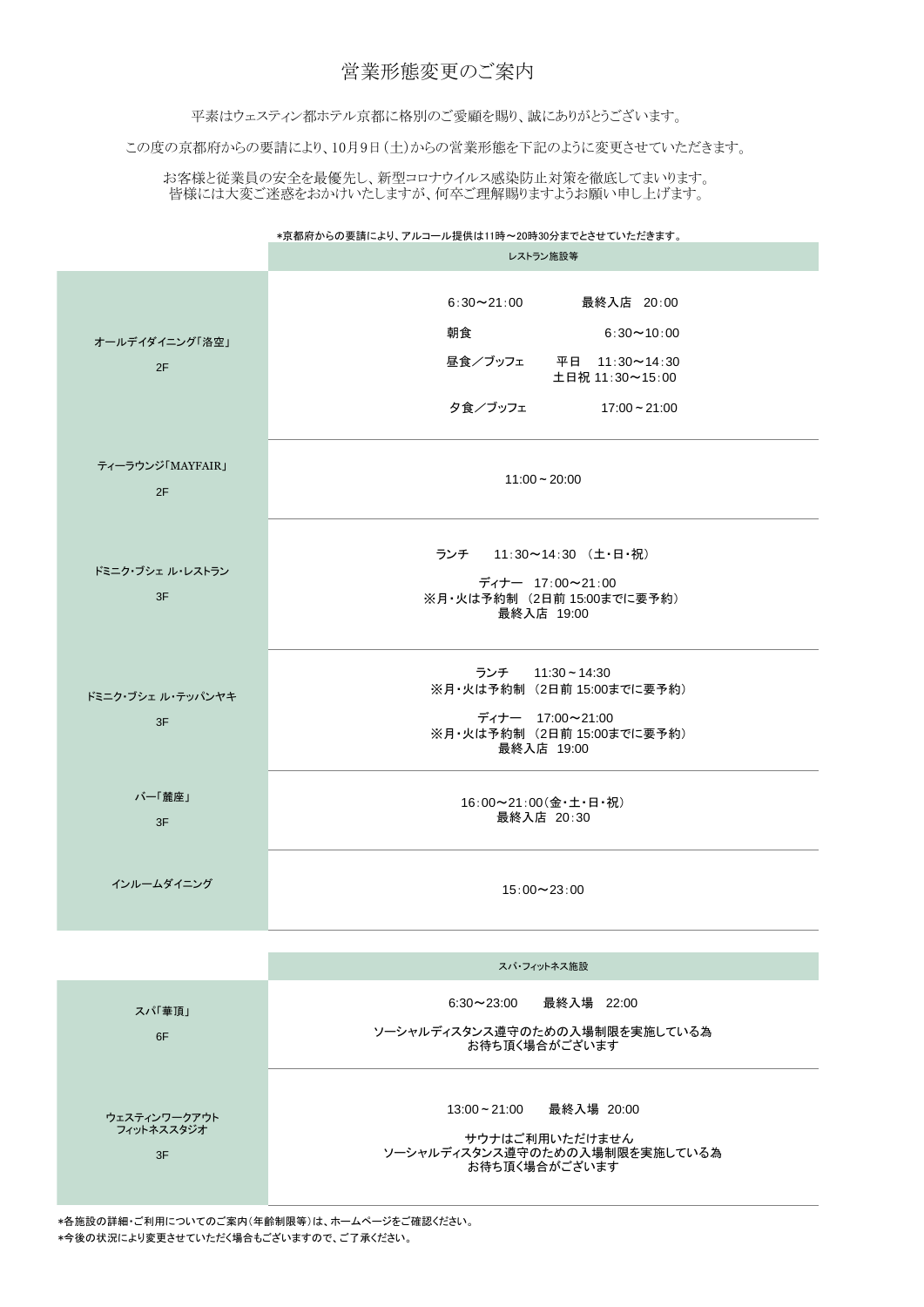# 営業形態変更のご案内

平素はウェスティン都ホテル京都に格別のご愛顧を賜り、誠にありがとうございます。

この度の京都府からの要請により、10月9日（土）からの営業形態を下記のように変更させていただきます。

お客様と従業員の安全を最優先し、新型コロナウイルス感染防止対策を徹底してまいります。
皆様には大変ご迷惑をおかけいたしますが、何卒ご理解賜りますようお願い申し上げます。

*京都府からの要請により、アルコール提供は11時～20時30分までとさせていただきます。

| | レストラン施設等 |
|---|---|
| オールデイダイニング「洛空」<br>2F | 6:30〜21:00　最終入店 20:00<br>朝食　6:30〜10:00<br>昼食／ブッフェ　平日 11:30〜14:30　土日祝 11:30〜15:00<br>夕食／ブッフェ　17:00～21:00 |
| ティーラウンジ「MAYFAIR」<br>2F | 11:00～20:00 |
| ドミニク・ブシェ ル・レストラン<br>3F | ランチ　11:30〜14:30 （土・日・祝）<br>ディナー　17:00〜21:00<br>※月・火は予約制 （2日前 15:00までに要予約）<br>最終入店 19:00 |
| ドミニク・ブシェ ル・テッパンヤキ<br>3F | ランチ　11:30～14:30<br>※月・火は予約制 （2日前 15:00までに要予約）<br>ディナー　17:00〜21:00<br>※月・火は予約制 （2日前 15:00までに要予約）<br>最終入店 19:00 |
| バー「麓座」<br>3F | 16:00〜21:00（金・土・日・祝）<br>最終入店 20:30 |
| インルームダイニング | 15:00〜23:00 |

| | スパ・フィットネス施設 |
|---|---|
| スパ「華頂」<br>6F | 6:30〜23:00　最終入場 22:00<br>ソーシャルディスタンス遵守のための入場制限を実施している為お待ち頂く場合がございます |
| ウェスティンワークアウト フィットネススタジオ<br>3F | 13:00～21:00　最終入場 20:00<br>サウナはご利用いただけません<br>ソーシャルディスタンス遵守のための入場制限を実施している為お待ち頂く場合がございます |

*各施設の詳細・ご利用についてのご案内（年齢制限等）は、ホームページをご確認ください。
*今後の状況により変更させていただく場合もございますので、ご了承ください。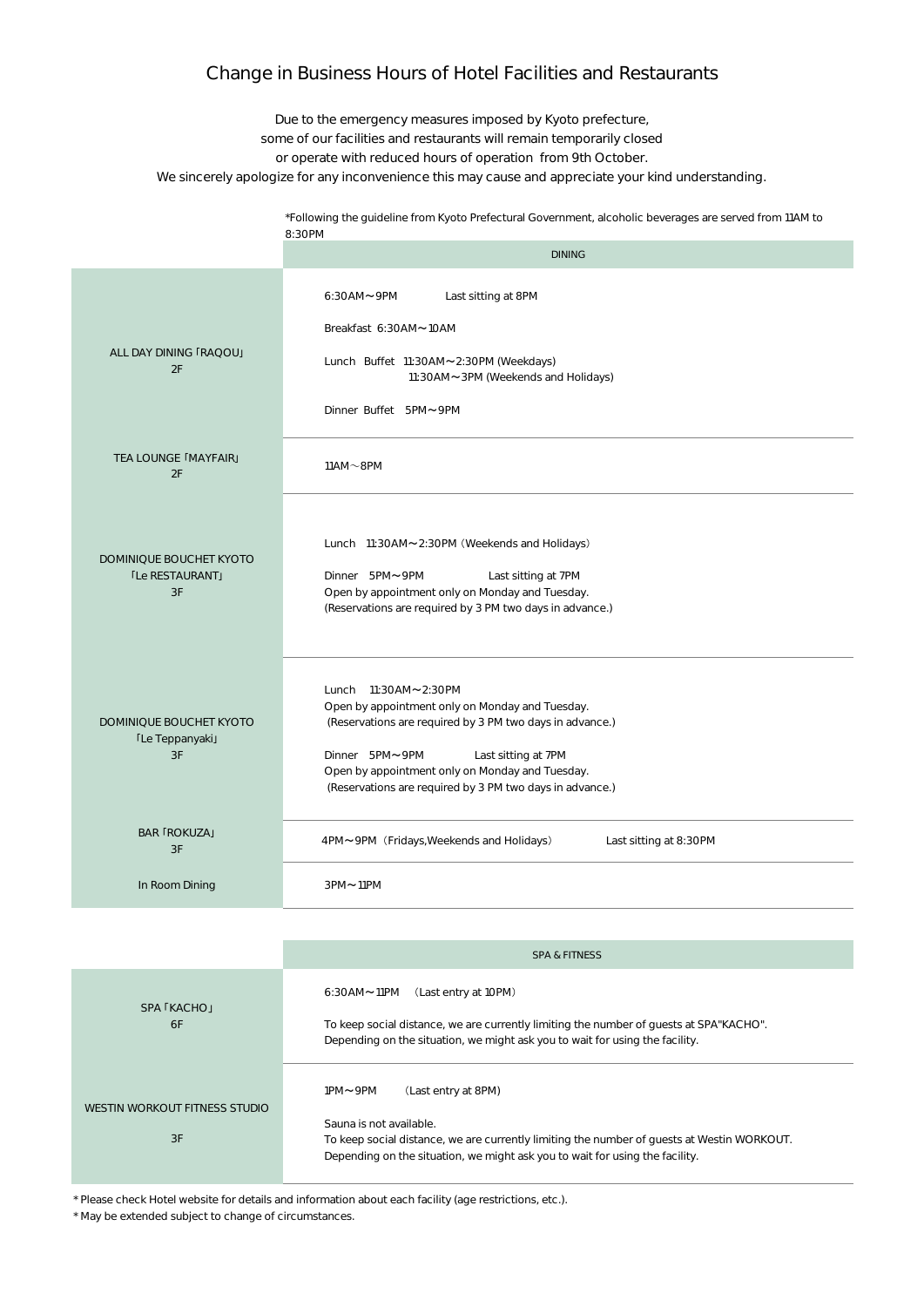# Change in Business Hours of Hotel Facilities and Restaurants

Due to the emergency measures imposed by Kyoto prefecture,
some of our facilities and restaurants will remain temporarily closed
or operate with reduced hours of operation from 9th October.
We sincerely apologize for any inconvenience this may cause and appreciate your kind understanding.

*Following the guideline from Kyoto Prefectural Government, alcoholic beverages are served from 11AM to 8:30PM

| | DINING |
|---|---|
| ALL DAY DINING「RAQOU」 2F | 6:30AM～9PM Last sitting at 8PM<br>Breakfast 6:30AM～10AM<br>Lunch Buffet 11:30AM～2:30PM (Weekdays)<br>11:30AM～3PM (Weekends and Holidays)<br>Dinner Buffet 5PM～9PM |
| TEA LOUNGE「MAYFAIR」 2F | 11AM～8PM |
| DOMINIQUE BOUCHET KYOTO「Le RESTAURANT」 3F | Lunch 11:30AM～2:30PM（Weekends and Holidays）<br>Dinner 5PM～9PM Last sitting at 7PM<br>Open by appointment only on Monday and Tuesday.<br>(Reservations are required by 3 PM two days in advance.) |
| DOMINIQUE BOUCHET KYOTO「Le Teppanyaki」 3F | Lunch 11:30AM～2:30PM<br>Open by appointment only on Monday and Tuesday.<br>(Reservations are required by 3 PM two days in advance.)<br>Dinner 5PM～9PM Last sitting at 7PM<br>Open by appointment only on Monday and Tuesday.<br>(Reservations are required by 3 PM two days in advance.) |
| BAR「ROKUZA」 3F | 4PM～9PM（Fridays,Weekends and Holidays） Last sitting at 8:30PM |
| In Room Dining | 3PM～11PM |

| | SPA & FITNESS |
|---|---|
| SPA「KACHO」 6F | 6:30AM～11PM （Last entry at 10PM）<br>To keep social distance, we are currently limiting the number of guests at SPA"KACHO".<br>Depending on the situation, we might ask you to wait for using the facility. |
| WESTIN WORKOUT FITNESS STUDIO 3F | 1PM～9PM （Last entry at 8PM）<br>Sauna is not available.<br>To keep social distance, we are currently limiting the number of guests at Westin WORKOUT.<br>Depending on the situation, we might ask you to wait for using the facility. |

* Please check Hotel website for details and information about each facility (age restrictions, etc.).
* May be extended subject to change of circumstances.